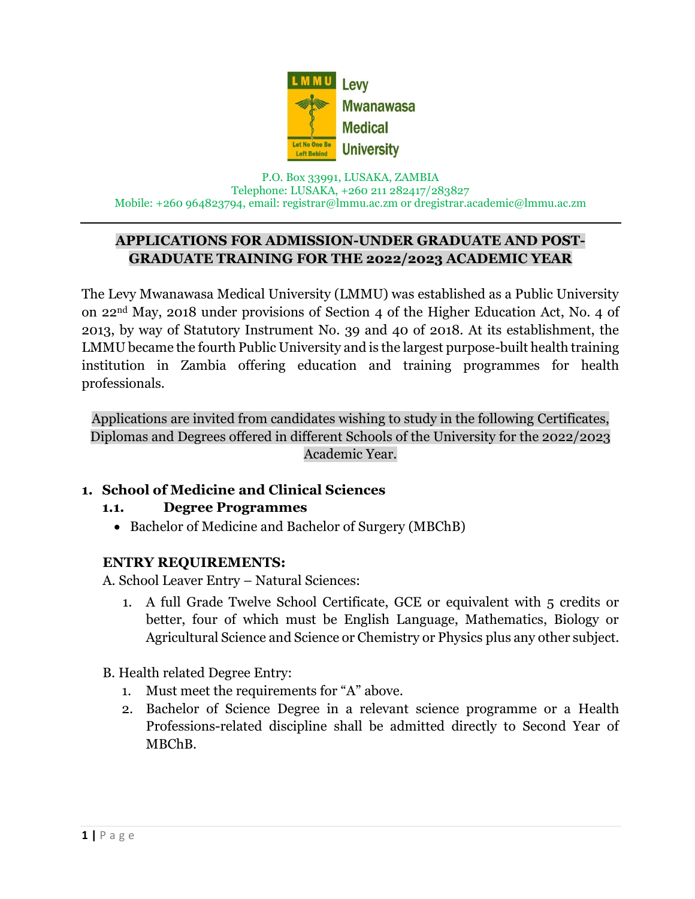Levy Mwanawasa Medical University

P.O. Box 33991, LUSAKA, ZAMBIA
Telephone: LUSAKA, +260 211 282417/283827
Mobile: +260 964823794, email: registrar@lmmu.ac.zm or dregistrar.academic@lmmu.ac.zm

---

## APPLICATIONS FOR ADMISSION-UNDER GRADUATE AND POST-GRADUATE TRAINING FOR THE 2022/2023 ACADEMIC YEAR

The Levy Mwanawasa Medical University (LMMU) was established as a Public University on 22nd May, 2018 under provisions of Section 4 of the Higher Education Act, No. 4 of 2013, by way of Statutory Instrument No. 39 and 40 of 2018. At its establishment, the LMMU became the fourth Public University and is the largest purpose-built health training institution in Zambia offering education and training programmes for health professionals.

Applications are invited from candidates wishing to study in the following Certificates, Diplomas and Degrees offered in different Schools of the University for the 2022/2023 Academic Year.

### 1. School of Medicine and Clinical Sciences

#### 1.1. Degree Programmes

- Bachelor of Medicine and Bachelor of Surgery (MBChB)

**ENTRY REQUIREMENTS:**

A. School Leaver Entry – Natural Sciences:

1. A full Grade Twelve School Certificate, GCE or equivalent with 5 credits or better, four of which must be English Language, Mathematics, Biology or Agricultural Science and Science or Chemistry or Physics plus any other subject.

B. Health related Degree Entry:

1. Must meet the requirements for "A" above.
2. Bachelor of Science Degree in a relevant science programme or a Health Professions-related discipline shall be admitted directly to Second Year of MBChB.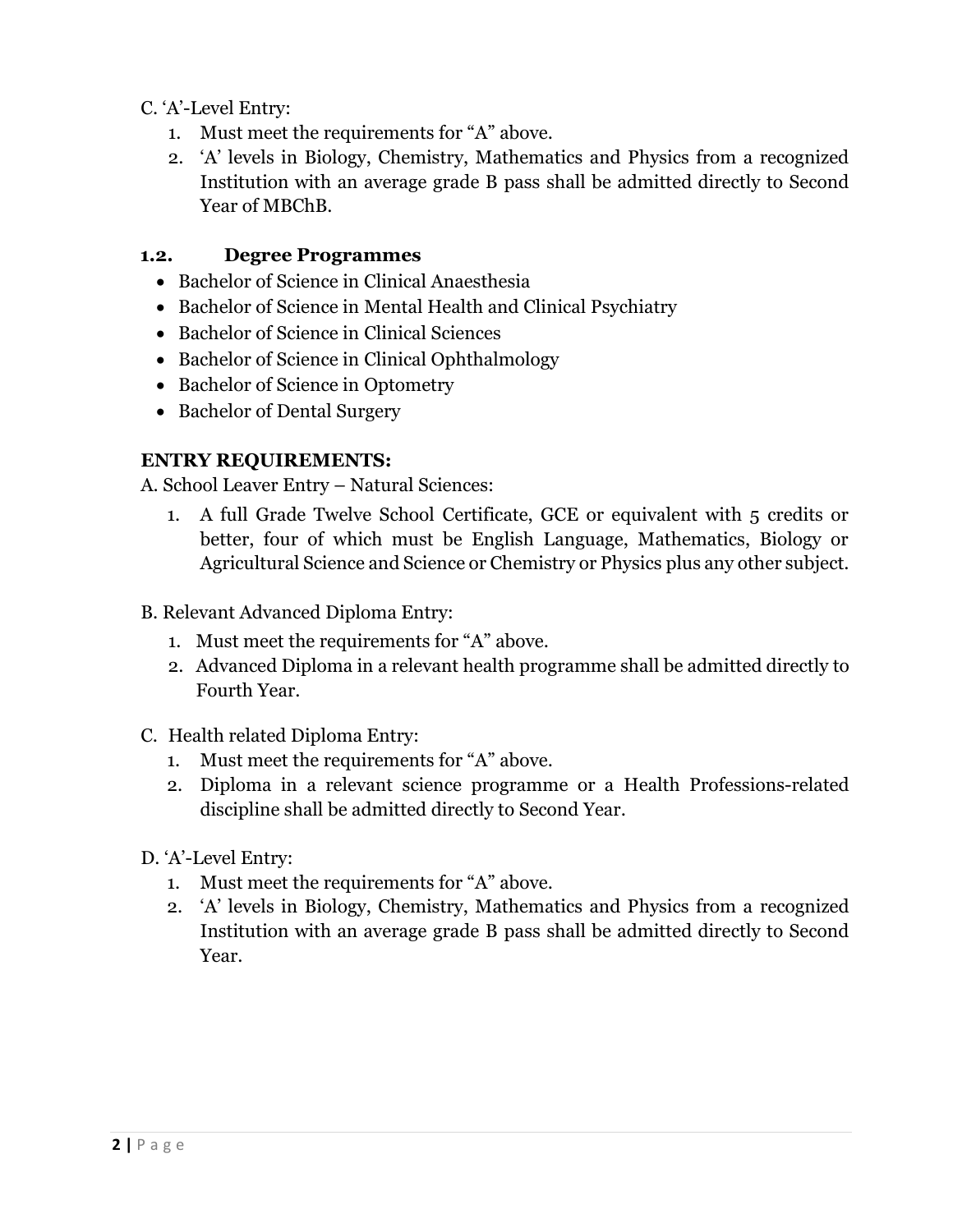C. ‘A’-Level Entry:

1. Must meet the requirements for “A” above.
2. ‘A’ levels in Biology, Chemistry, Mathematics and Physics from a recognized Institution with an average grade B pass shall be admitted directly to Second Year of MBChB.

### 1.2. Degree Programmes

- Bachelor of Science in Clinical Anaesthesia
- Bachelor of Science in Mental Health and Clinical Psychiatry
- Bachelor of Science in Clinical Sciences
- Bachelor of Science in Clinical Ophthalmology
- Bachelor of Science in Optometry
- Bachelor of Dental Surgery

**ENTRY REQUIREMENTS:**

A. School Leaver Entry – Natural Sciences:

1. A full Grade Twelve School Certificate, GCE or equivalent with 5 credits or better, four of which must be English Language, Mathematics, Biology or Agricultural Science and Science or Chemistry or Physics plus any other subject.

B. Relevant Advanced Diploma Entry:

1. Must meet the requirements for “A” above.
2. Advanced Diploma in a relevant health programme shall be admitted directly to Fourth Year.

C. Health related Diploma Entry:

1. Must meet the requirements for “A” above.
2. Diploma in a relevant science programme or a Health Professions-related discipline shall be admitted directly to Second Year.

D. ‘A’-Level Entry:

1. Must meet the requirements for “A” above.
2. ‘A’ levels in Biology, Chemistry, Mathematics and Physics from a recognized Institution with an average grade B pass shall be admitted directly to Second Year.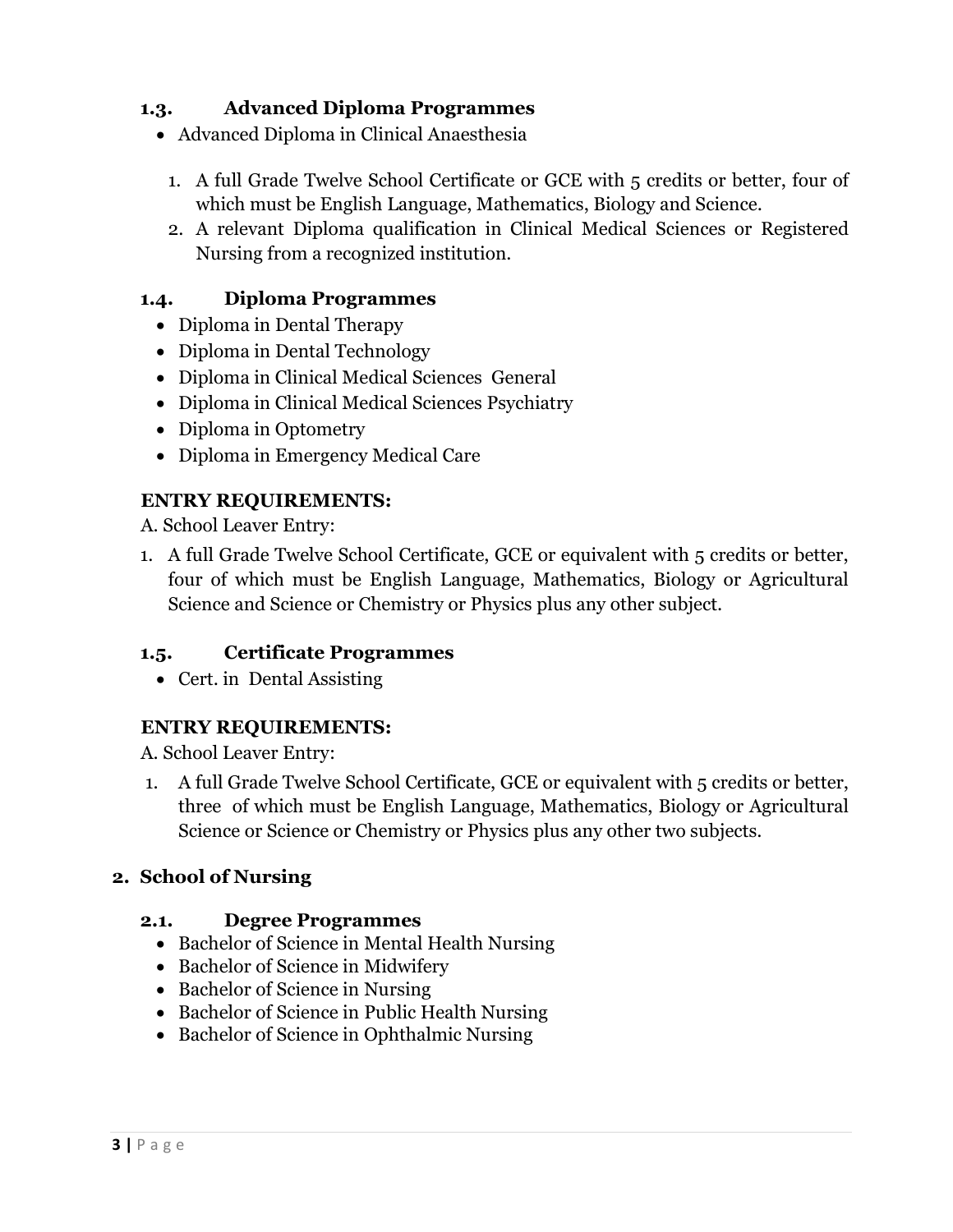### 1.3. Advanced Diploma Programmes

- Advanced Diploma in Clinical Anaesthesia

1. A full Grade Twelve School Certificate or GCE with 5 credits or better, four of which must be English Language, Mathematics, Biology and Science.
2. A relevant Diploma qualification in Clinical Medical Sciences or Registered Nursing from a recognized institution.

### 1.4. Diploma Programmes

- Diploma in Dental Therapy
- Diploma in Dental Technology
- Diploma in Clinical Medical Sciences General
- Diploma in Clinical Medical Sciences Psychiatry
- Diploma in Optometry
- Diploma in Emergency Medical Care

**ENTRY REQUIREMENTS:**

A. School Leaver Entry:

1. A full Grade Twelve School Certificate, GCE or equivalent with 5 credits or better, four of which must be English Language, Mathematics, Biology or Agricultural Science and Science or Chemistry or Physics plus any other subject.

### 1.5. Certificate Programmes

- Cert. in Dental Assisting

**ENTRY REQUIREMENTS:**

A. School Leaver Entry:

1. A full Grade Twelve School Certificate, GCE or equivalent with 5 credits or better, three of which must be English Language, Mathematics, Biology or Agricultural Science or Science or Chemistry or Physics plus any other two subjects.

## 2. School of Nursing

### 2.1. Degree Programmes

- Bachelor of Science in Mental Health Nursing
- Bachelor of Science in Midwifery
- Bachelor of Science in Nursing
- Bachelor of Science in Public Health Nursing
- Bachelor of Science in Ophthalmic Nursing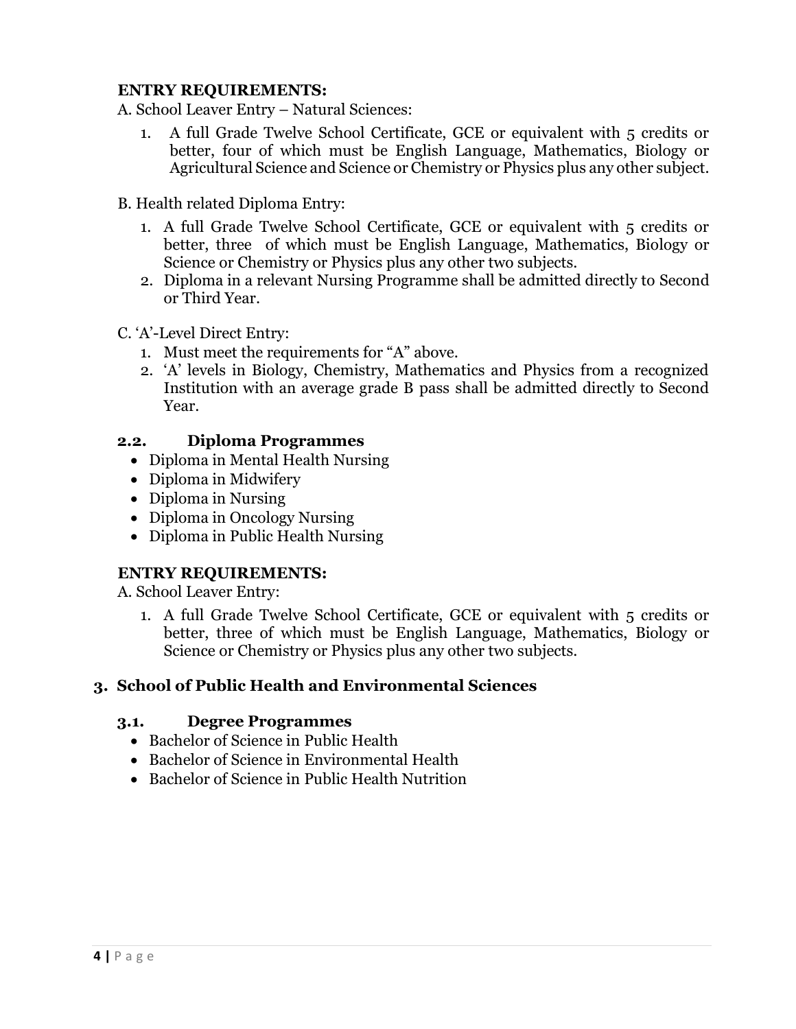**ENTRY REQUIREMENTS:**

A. School Leaver Entry – Natural Sciences:

1. A full Grade Twelve School Certificate, GCE or equivalent with 5 credits or better, four of which must be English Language, Mathematics, Biology or Agricultural Science and Science or Chemistry or Physics plus any other subject.

B. Health related Diploma Entry:

1. A full Grade Twelve School Certificate, GCE or equivalent with 5 credits or better, three of which must be English Language, Mathematics, Biology or Science or Chemistry or Physics plus any other two subjects.
2. Diploma in a relevant Nursing Programme shall be admitted directly to Second or Third Year.

C. 'A'-Level Direct Entry:

1. Must meet the requirements for "A" above.
2. 'A' levels in Biology, Chemistry, Mathematics and Physics from a recognized Institution with an average grade B pass shall be admitted directly to Second Year.

### 2.2. Diploma Programmes

- Diploma in Mental Health Nursing
- Diploma in Midwifery
- Diploma in Nursing
- Diploma in Oncology Nursing
- Diploma in Public Health Nursing

**ENTRY REQUIREMENTS:**

A. School Leaver Entry:

1. A full Grade Twelve School Certificate, GCE or equivalent with 5 credits or better, three of which must be English Language, Mathematics, Biology or Science or Chemistry or Physics plus any other two subjects.

## 3. School of Public Health and Environmental Sciences

### 3.1. Degree Programmes

- Bachelor of Science in Public Health
- Bachelor of Science in Environmental Health
- Bachelor of Science in Public Health Nutrition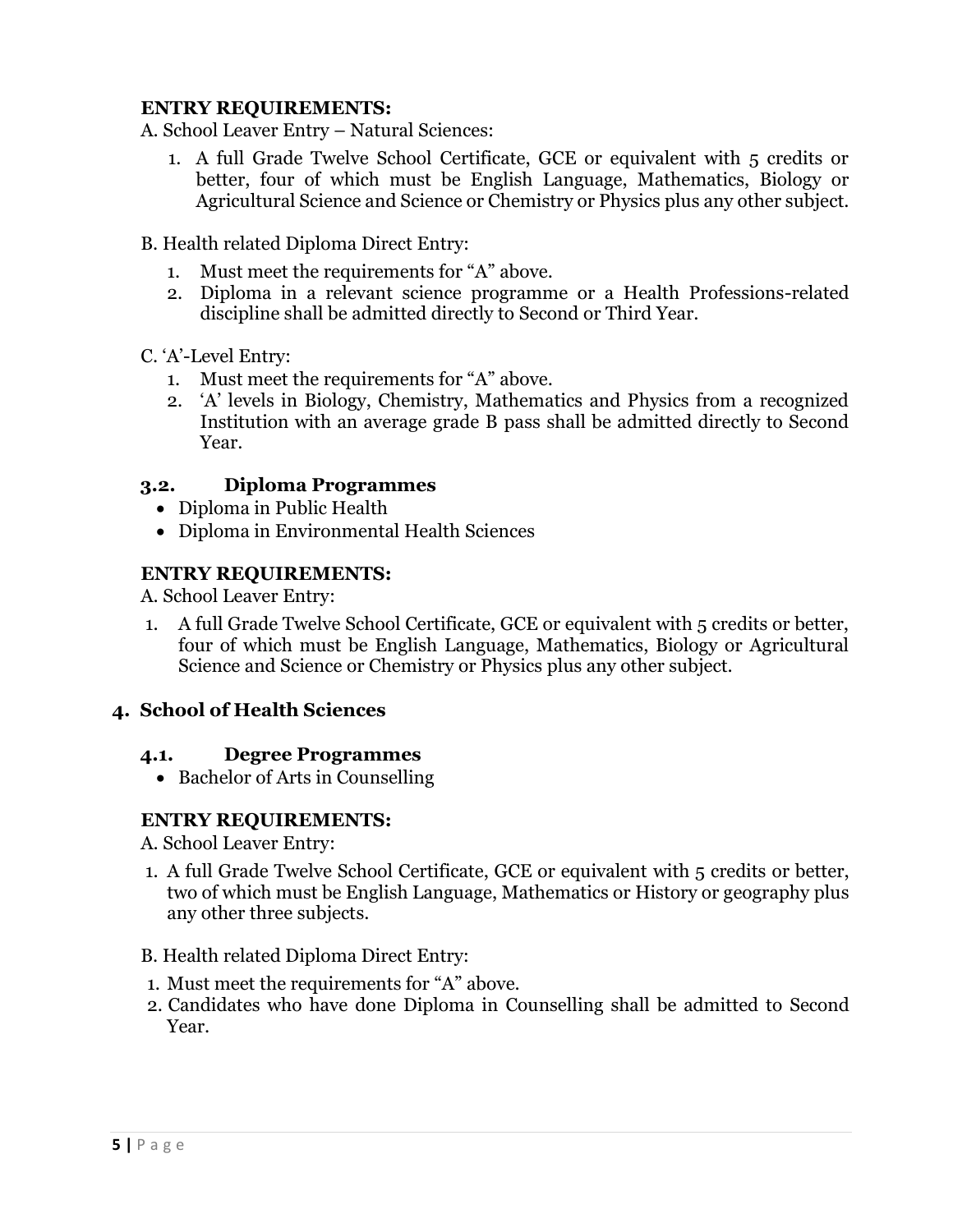**ENTRY REQUIREMENTS:**

A. School Leaver Entry – Natural Sciences:

1. A full Grade Twelve School Certificate, GCE or equivalent with 5 credits or better, four of which must be English Language, Mathematics, Biology or Agricultural Science and Science or Chemistry or Physics plus any other subject.

B. Health related Diploma Direct Entry:

1. Must meet the requirements for "A" above.
2. Diploma in a relevant science programme or a Health Professions-related discipline shall be admitted directly to Second or Third Year.

C. 'A'-Level Entry:

1. Must meet the requirements for "A" above.
2. 'A' levels in Biology, Chemistry, Mathematics and Physics from a recognized Institution with an average grade B pass shall be admitted directly to Second Year.

### 3.2. Diploma Programmes

- Diploma in Public Health
- Diploma in Environmental Health Sciences

**ENTRY REQUIREMENTS:**

A. School Leaver Entry:

1. A full Grade Twelve School Certificate, GCE or equivalent with 5 credits or better, four of which must be English Language, Mathematics, Biology or Agricultural Science and Science or Chemistry or Physics plus any other subject.

## 4. School of Health Sciences

### 4.1. Degree Programmes

- Bachelor of Arts in Counselling

**ENTRY REQUIREMENTS:**

A. School Leaver Entry:

1. A full Grade Twelve School Certificate, GCE or equivalent with 5 credits or better, two of which must be English Language, Mathematics or History or geography plus any other three subjects.

B. Health related Diploma Direct Entry:

1. Must meet the requirements for "A" above.
2. Candidates who have done Diploma in Counselling shall be admitted to Second Year.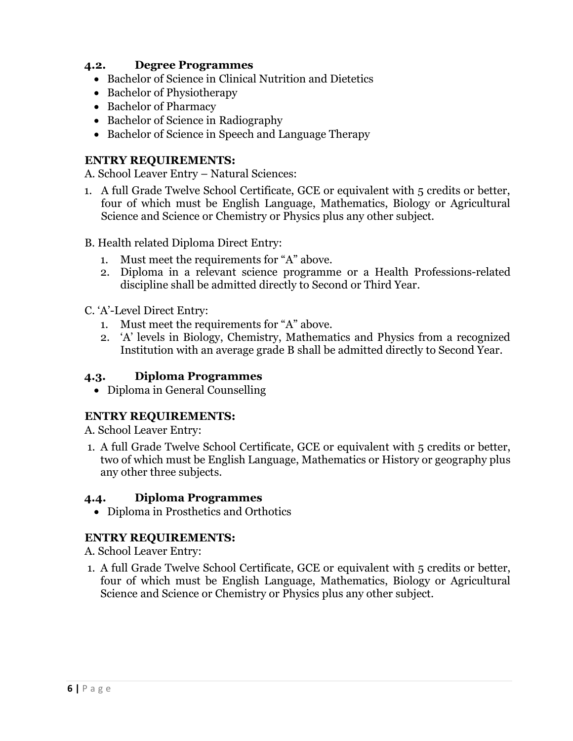### 4.2. Degree Programmes

- Bachelor of Science in Clinical Nutrition and Dietetics
- Bachelor of Physiotherapy
- Bachelor of Pharmacy
- Bachelor of Science in Radiography
- Bachelor of Science in Speech and Language Therapy

**ENTRY REQUIREMENTS:**

A. School Leaver Entry – Natural Sciences:

1. A full Grade Twelve School Certificate, GCE or equivalent with 5 credits or better, four of which must be English Language, Mathematics, Biology or Agricultural Science and Science or Chemistry or Physics plus any other subject.

B. Health related Diploma Direct Entry:

1. Must meet the requirements for "A" above.
2. Diploma in a relevant science programme or a Health Professions-related discipline shall be admitted directly to Second or Third Year.

C. 'A'-Level Direct Entry:

1. Must meet the requirements for "A" above.
2. 'A' levels in Biology, Chemistry, Mathematics and Physics from a recognized Institution with an average grade B shall be admitted directly to Second Year.

### 4.3. Diploma Programmes

- Diploma in General Counselling

**ENTRY REQUIREMENTS:**

A. School Leaver Entry:

1. A full Grade Twelve School Certificate, GCE or equivalent with 5 credits or better, two of which must be English Language, Mathematics or History or geography plus any other three subjects.

### 4.4. Diploma Programmes

- Diploma in Prosthetics and Orthotics

**ENTRY REQUIREMENTS:**

A. School Leaver Entry:

1. A full Grade Twelve School Certificate, GCE or equivalent with 5 credits or better, four of which must be English Language, Mathematics, Biology or Agricultural Science and Science or Chemistry or Physics plus any other subject.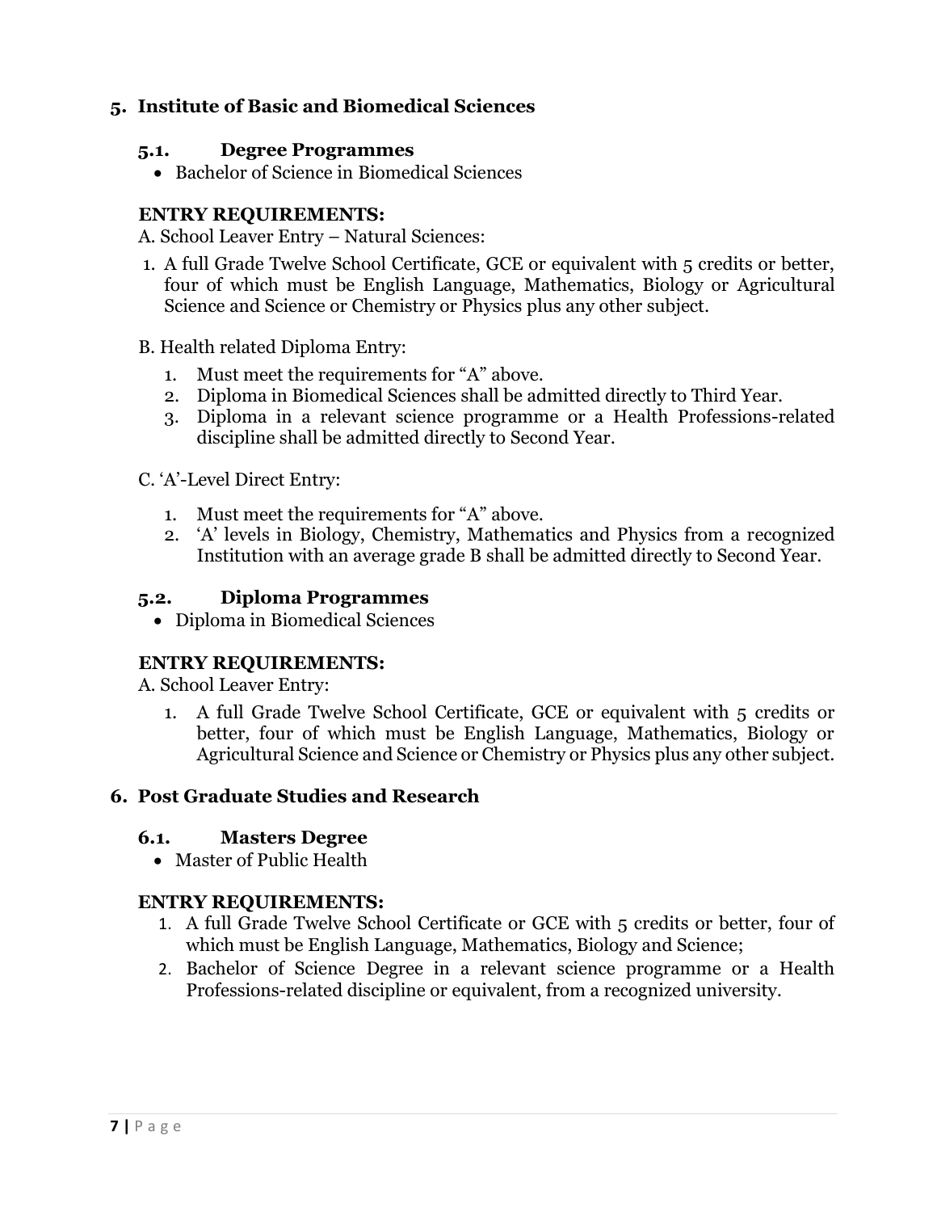## 5. Institute of Basic and Biomedical Sciences

### 5.1. Degree Programmes

- Bachelor of Science in Biomedical Sciences

**ENTRY REQUIREMENTS:**

A. School Leaver Entry – Natural Sciences:

1. A full Grade Twelve School Certificate, GCE or equivalent with 5 credits or better, four of which must be English Language, Mathematics, Biology or Agricultural Science and Science or Chemistry or Physics plus any other subject.

B. Health related Diploma Entry:

1. Must meet the requirements for "A" above.
2. Diploma in Biomedical Sciences shall be admitted directly to Third Year.
3. Diploma in a relevant science programme or a Health Professions-related discipline shall be admitted directly to Second Year.

C. 'A'-Level Direct Entry:

1. Must meet the requirements for "A" above.
2. 'A' levels in Biology, Chemistry, Mathematics and Physics from a recognized Institution with an average grade B shall be admitted directly to Second Year.

### 5.2. Diploma Programmes

- Diploma in Biomedical Sciences

**ENTRY REQUIREMENTS:**

A. School Leaver Entry:

1. A full Grade Twelve School Certificate, GCE or equivalent with 5 credits or better, four of which must be English Language, Mathematics, Biology or Agricultural Science and Science or Chemistry or Physics plus any other subject.

## 6. Post Graduate Studies and Research

### 6.1. Masters Degree

- Master of Public Health

**ENTRY REQUIREMENTS:**

1. A full Grade Twelve School Certificate or GCE with 5 credits or better, four of which must be English Language, Mathematics, Biology and Science;
2. Bachelor of Science Degree in a relevant science programme or a Health Professions-related discipline or equivalent, from a recognized university.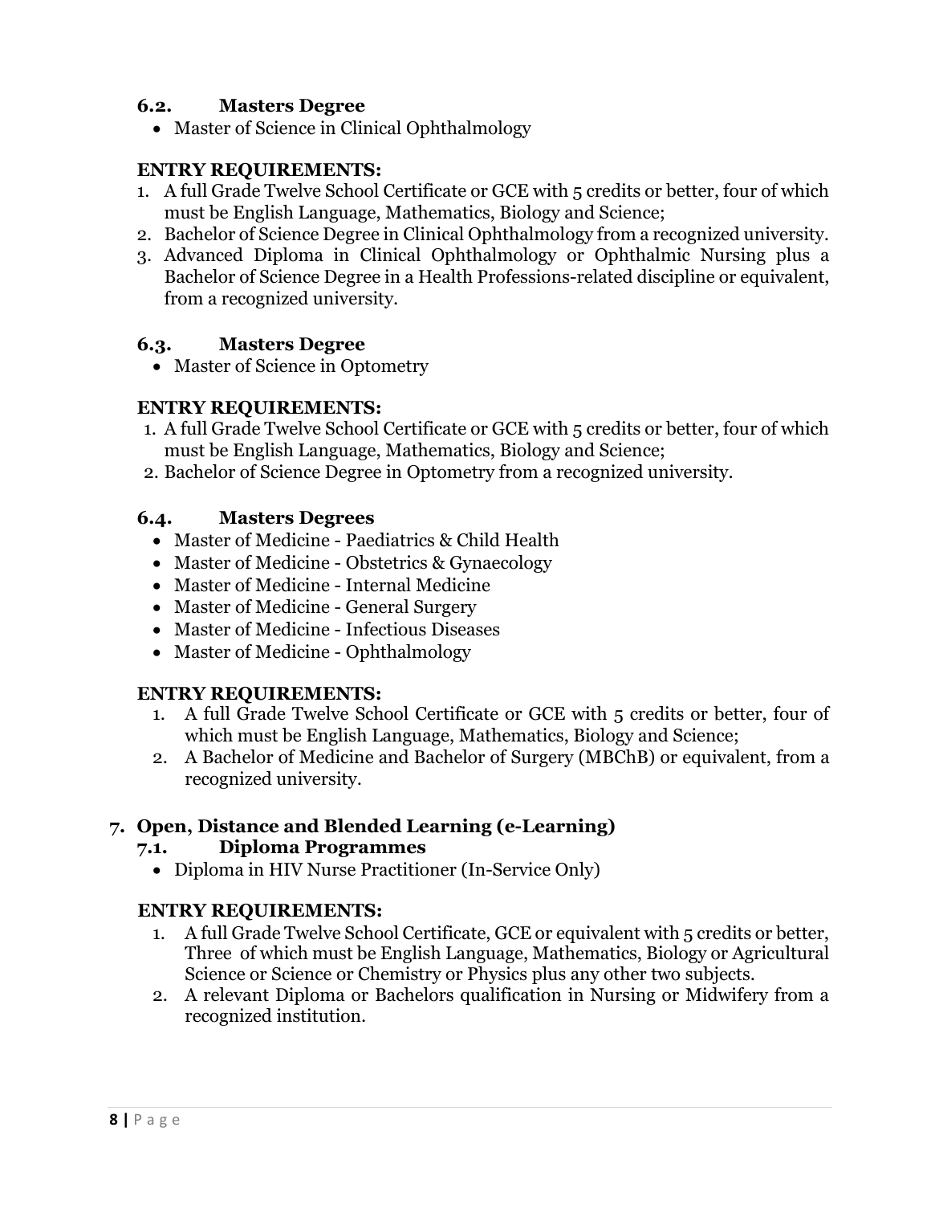### 6.2. Masters Degree

- Master of Science in Clinical Ophthalmology

**ENTRY REQUIREMENTS:**

1. A full Grade Twelve School Certificate or GCE with 5 credits or better, four of which must be English Language, Mathematics, Biology and Science;
2. Bachelor of Science Degree in Clinical Ophthalmology from a recognized university.
3. Advanced Diploma in Clinical Ophthalmology or Ophthalmic Nursing plus a Bachelor of Science Degree in a Health Professions-related discipline or equivalent, from a recognized university.

### 6.3. Masters Degree

- Master of Science in Optometry

**ENTRY REQUIREMENTS:**

1. A full Grade Twelve School Certificate or GCE with 5 credits or better, four of which must be English Language, Mathematics, Biology and Science;
2. Bachelor of Science Degree in Optometry from a recognized university.

### 6.4. Masters Degrees

- Master of Medicine - Paediatrics & Child Health
- Master of Medicine - Obstetrics & Gynaecology
- Master of Medicine - Internal Medicine
- Master of Medicine - General Surgery
- Master of Medicine - Infectious Diseases
- Master of Medicine - Ophthalmology

**ENTRY REQUIREMENTS:**

1. A full Grade Twelve School Certificate or GCE with 5 credits or better, four of which must be English Language, Mathematics, Biology and Science;
2. A Bachelor of Medicine and Bachelor of Surgery (MBChB) or equivalent, from a recognized university.

## 7. Open, Distance and Blended Learning (e-Learning)

### 7.1. Diploma Programmes

- Diploma in HIV Nurse Practitioner (In-Service Only)

**ENTRY REQUIREMENTS:**

1. A full Grade Twelve School Certificate, GCE or equivalent with 5 credits or better, Three of which must be English Language, Mathematics, Biology or Agricultural Science or Science or Chemistry or Physics plus any other two subjects.
2. A relevant Diploma or Bachelors qualification in Nursing or Midwifery from a recognized institution.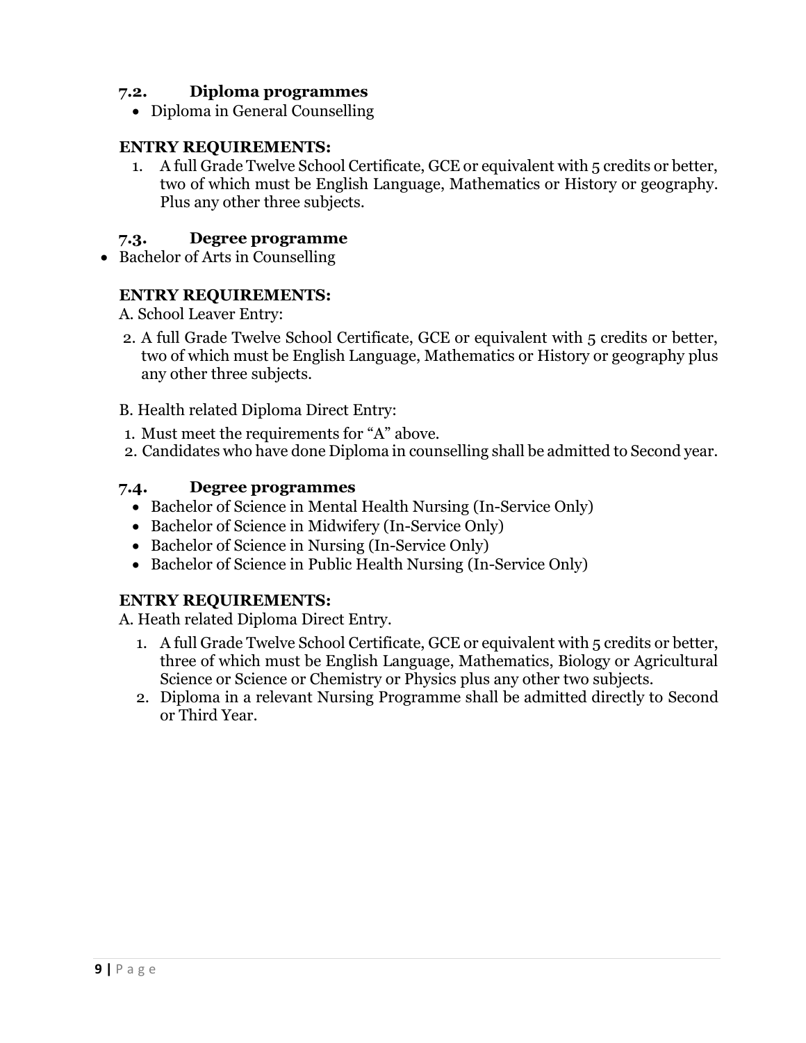### 7.2. Diploma programmes

- Diploma in General Counselling

**ENTRY REQUIREMENTS:**

1. A full Grade Twelve School Certificate, GCE or equivalent with 5 credits or better, two of which must be English Language, Mathematics or History or geography. Plus any other three subjects.

### 7.3. Degree programme

- Bachelor of Arts in Counselling

**ENTRY REQUIREMENTS:**

A. School Leaver Entry:

2. A full Grade Twelve School Certificate, GCE or equivalent with 5 credits or better, two of which must be English Language, Mathematics or History or geography plus any other three subjects.

B. Health related Diploma Direct Entry:

1. Must meet the requirements for "A" above.
2. Candidates who have done Diploma in counselling shall be admitted to Second year.

### 7.4. Degree programmes

- Bachelor of Science in Mental Health Nursing (In-Service Only)
- Bachelor of Science in Midwifery (In-Service Only)
- Bachelor of Science in Nursing (In-Service Only)
- Bachelor of Science in Public Health Nursing (In-Service Only)

**ENTRY REQUIREMENTS:**

A. Heath related Diploma Direct Entry.

1. A full Grade Twelve School Certificate, GCE or equivalent with 5 credits or better, three of which must be English Language, Mathematics, Biology or Agricultural Science or Science or Chemistry or Physics plus any other two subjects.
2. Diploma in a relevant Nursing Programme shall be admitted directly to Second or Third Year.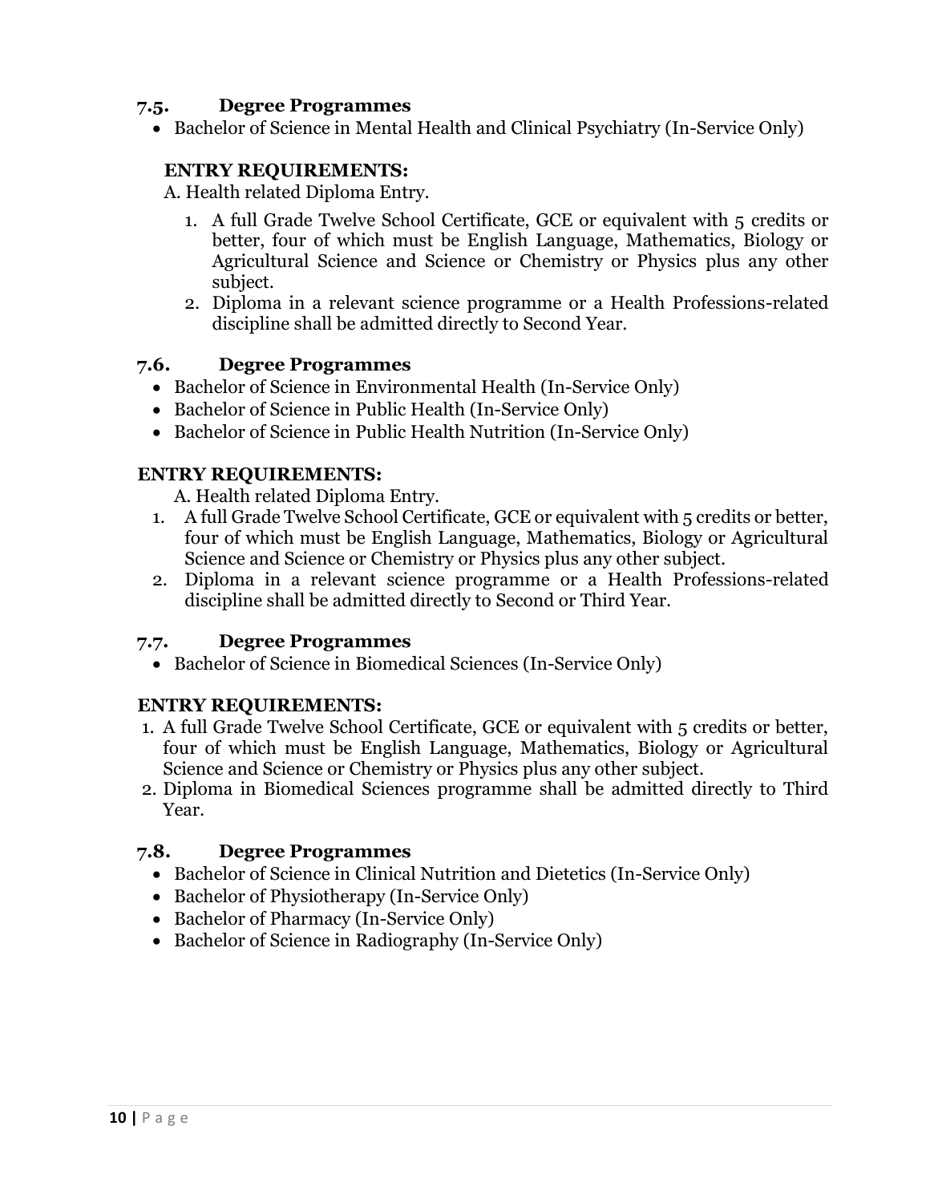### 7.5. Degree Programmes

- Bachelor of Science in Mental Health and Clinical Psychiatry (In-Service Only)

**ENTRY REQUIREMENTS:**

A. Health related Diploma Entry.

1. A full Grade Twelve School Certificate, GCE or equivalent with 5 credits or better, four of which must be English Language, Mathematics, Biology or Agricultural Science and Science or Chemistry or Physics plus any other subject.
2. Diploma in a relevant science programme or a Health Professions-related discipline shall be admitted directly to Second Year.

### 7.6. Degree Programmes

- Bachelor of Science in Environmental Health (In-Service Only)
- Bachelor of Science in Public Health (In-Service Only)
- Bachelor of Science in Public Health Nutrition (In-Service Only)

**ENTRY REQUIREMENTS:**

A. Health related Diploma Entry.

1. A full Grade Twelve School Certificate, GCE or equivalent with 5 credits or better, four of which must be English Language, Mathematics, Biology or Agricultural Science and Science or Chemistry or Physics plus any other subject.
2. Diploma in a relevant science programme or a Health Professions-related discipline shall be admitted directly to Second or Third Year.

### 7.7. Degree Programmes

- Bachelor of Science in Biomedical Sciences (In-Service Only)

**ENTRY REQUIREMENTS:**

1. A full Grade Twelve School Certificate, GCE or equivalent with 5 credits or better, four of which must be English Language, Mathematics, Biology or Agricultural Science and Science or Chemistry or Physics plus any other subject.
2. Diploma in Biomedical Sciences programme shall be admitted directly to Third Year.

### 7.8. Degree Programmes

- Bachelor of Science in Clinical Nutrition and Dietetics (In-Service Only)
- Bachelor of Physiotherapy (In-Service Only)
- Bachelor of Pharmacy (In-Service Only)
- Bachelor of Science in Radiography (In-Service Only)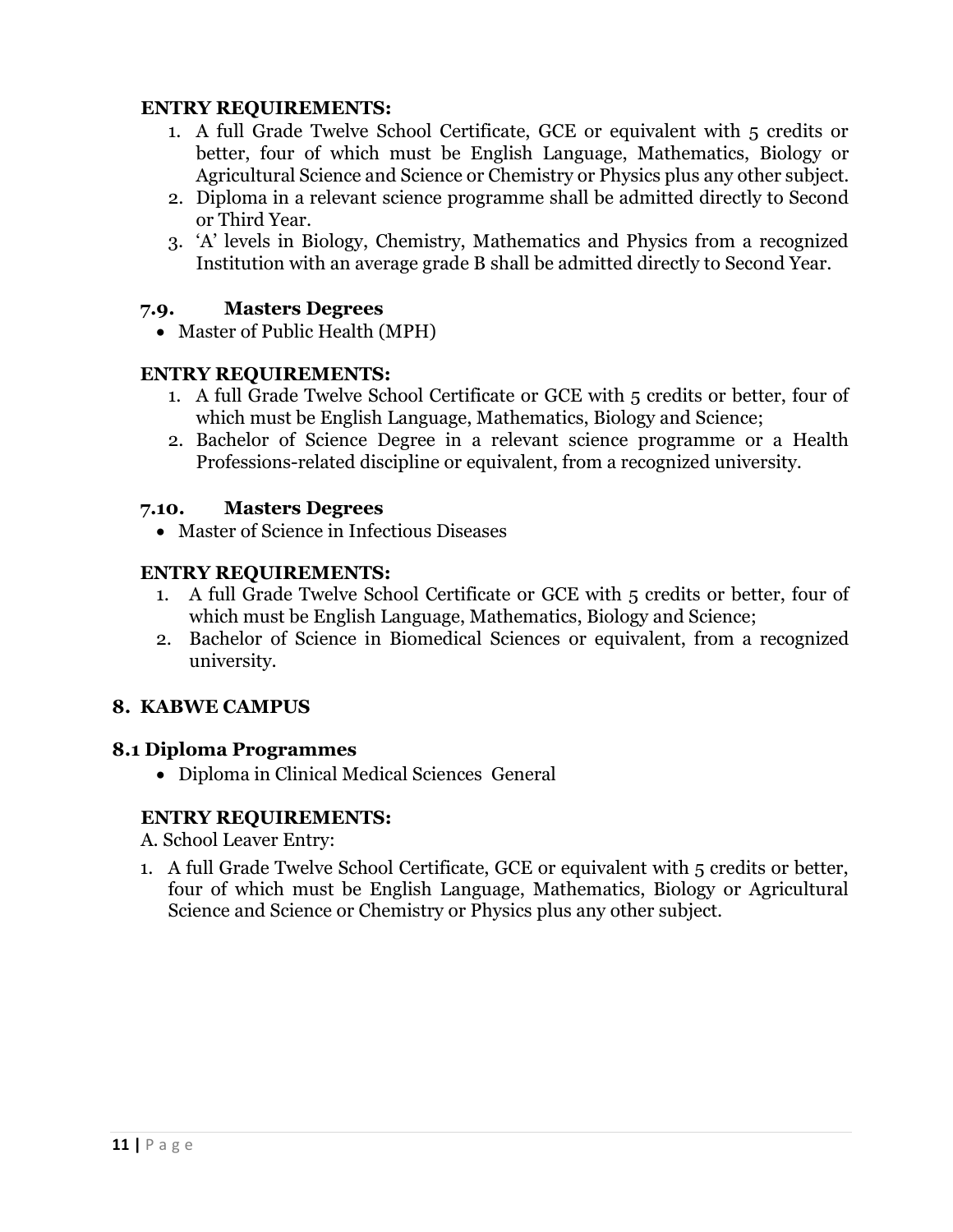**ENTRY REQUIREMENTS:**

1. A full Grade Twelve School Certificate, GCE or equivalent with 5 credits or better, four of which must be English Language, Mathematics, Biology or Agricultural Science and Science or Chemistry or Physics plus any other subject.
2. Diploma in a relevant science programme shall be admitted directly to Second or Third Year.
3. 'A' levels in Biology, Chemistry, Mathematics and Physics from a recognized Institution with an average grade B shall be admitted directly to Second Year.

### 7.9. Masters Degrees

- Master of Public Health (MPH)

**ENTRY REQUIREMENTS:**

1. A full Grade Twelve School Certificate or GCE with 5 credits or better, four of which must be English Language, Mathematics, Biology and Science;
2. Bachelor of Science Degree in a relevant science programme or a Health Professions-related discipline or equivalent, from a recognized university.

### 7.10. Masters Degrees

- Master of Science in Infectious Diseases

**ENTRY REQUIREMENTS:**

1. A full Grade Twelve School Certificate or GCE with 5 credits or better, four of which must be English Language, Mathematics, Biology and Science;
2. Bachelor of Science in Biomedical Sciences or equivalent, from a recognized university.

## 8. KABWE CAMPUS

### 8.1 Diploma Programmes

- Diploma in Clinical Medical Sciences General

**ENTRY REQUIREMENTS:**

A. School Leaver Entry:

1. A full Grade Twelve School Certificate, GCE or equivalent with 5 credits or better, four of which must be English Language, Mathematics, Biology or Agricultural Science and Science or Chemistry or Physics plus any other subject.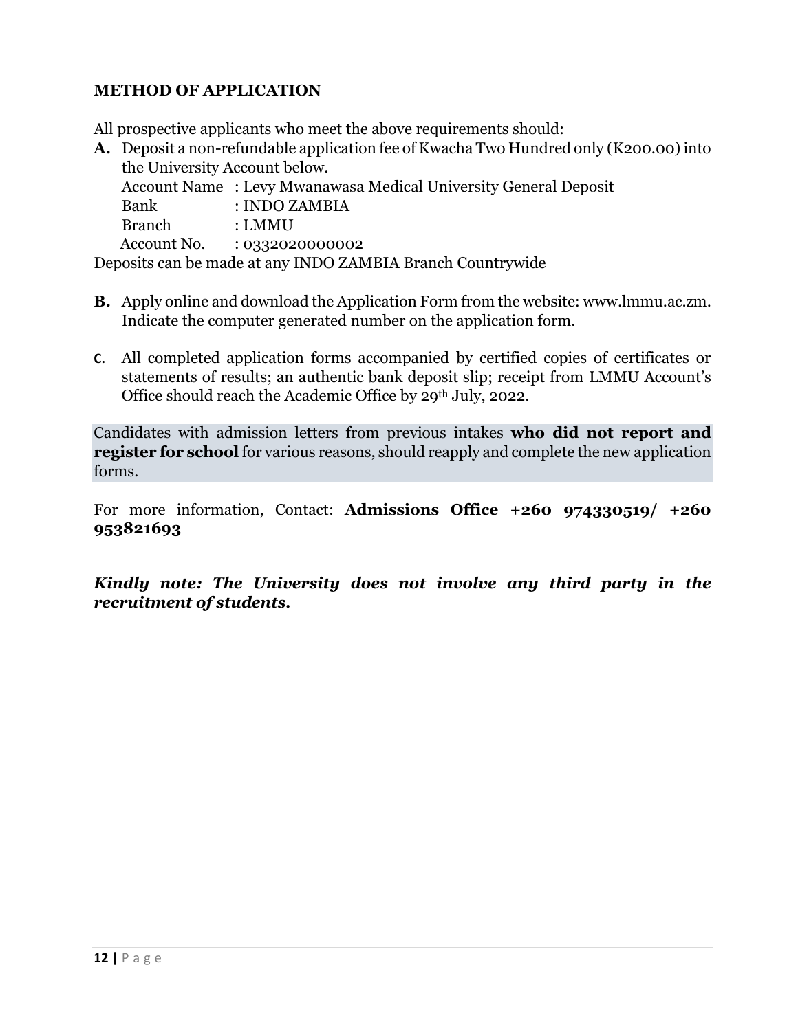## METHOD OF APPLICATION

All prospective applicants who meet the above requirements should:

**A.** Deposit a non-refundable application fee of Kwacha Two Hundred only (K200.00) into the University Account below.

Account Name : Levy Mwanawasa Medical University General Deposit
Bank : INDO ZAMBIA
Branch : LMMU
Account No. : 0332020000002

Deposits can be made at any INDO ZAMBIA Branch Countrywide

**B.** Apply online and download the Application Form from the website: www.lmmu.ac.zm. Indicate the computer generated number on the application form.

**C.** All completed application forms accompanied by certified copies of certificates or statements of results; an authentic bank deposit slip; receipt from LMMU Account's Office should reach the Academic Office by 29th July, 2022.

Candidates with admission letters from previous intakes **who did not report and register for school** for various reasons, should reapply and complete the new application forms.

For more information, Contact: **Admissions Office +260 974330519/ +260 953821693**

***Kindly note: The University does not involve any third party in the recruitment of students.***